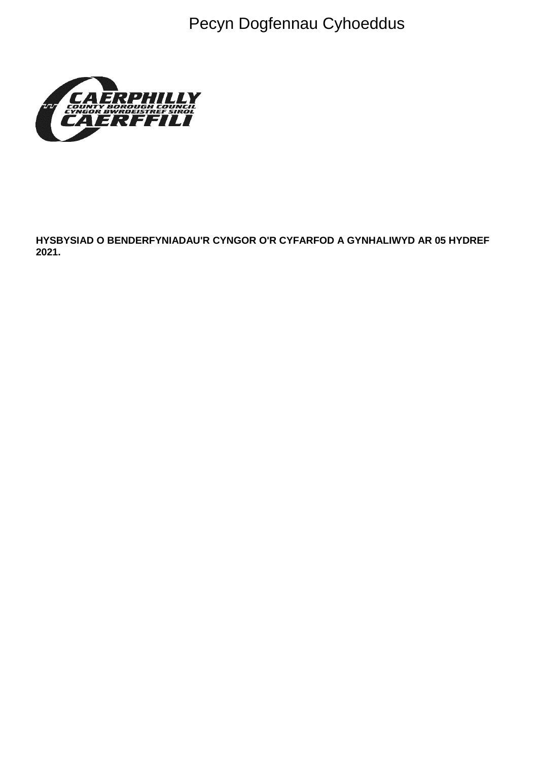Pecyn Dogfennau Cyhoeddus

**HYSBYSIAD O BENDERFYNIADAU'R CYNGOR O'R CYFARFOD A GYNHALIWYD AR 05 HYDREF 2021.**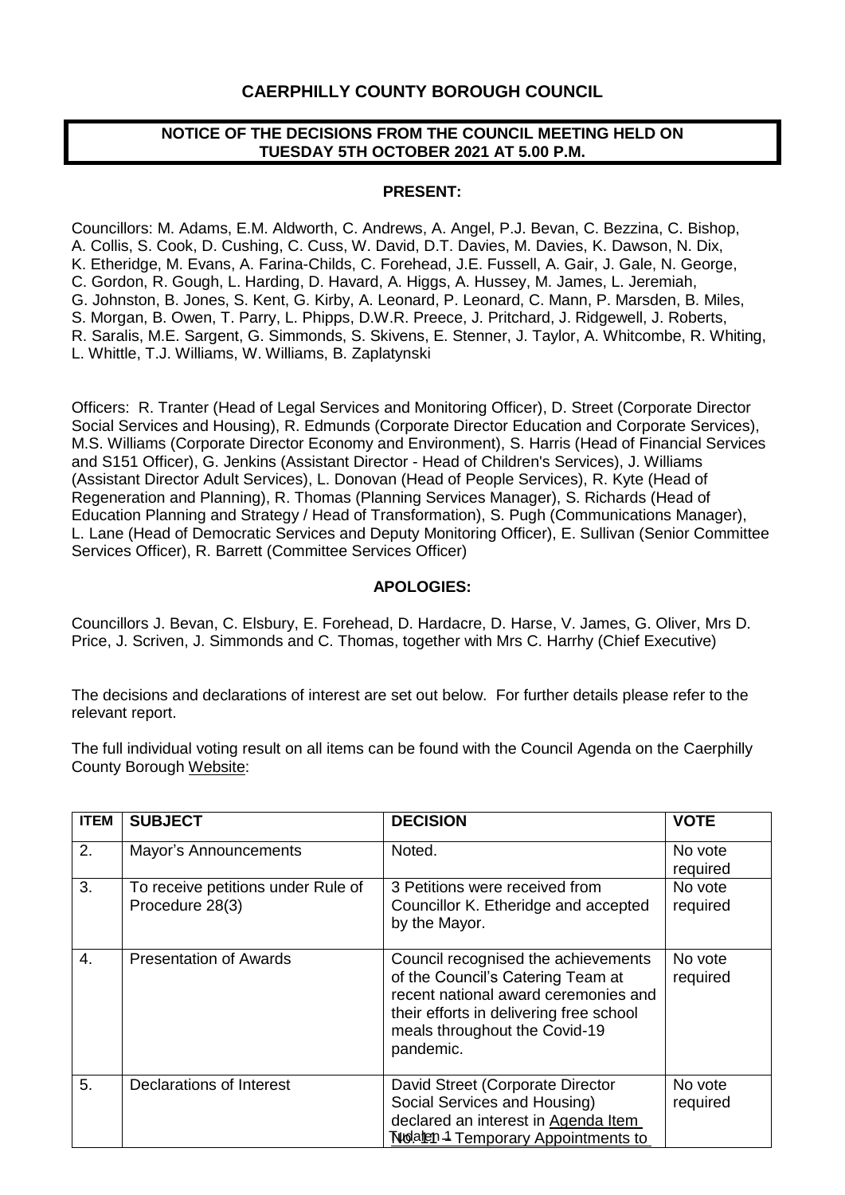# CAERPHILLY COUNTY BOROUGH COUNCIL

## NOTICE OF THE DECISIONS FROM THE COUNCIL MEETING HELD ON TUESDAY 5TH OCTOBER 2021 AT 5.00 P.M.

### PRESENT:

Councillors: M. Adams, E.M. Aldworth, C. Andrews, A. Angel, P.J. Bevan, C. Bezzina, C. Bishop, A. Collis, S. Cook, D. Cushing, C. Cuss, W. David, D.T. Davies, M. Davies, K. Dawson, N. Dix, K. Etheridge, M. Evans, A. Farina-Childs, C. Forehead, J.E. Fussell, A. Gair, J. Gale, N. George, C. Gordon, R. Gough, L. Harding, D. Havard, A. Higgs, A. Hussey, M. James, L. Jeremiah, G. Johnston, B. Jones, S. Kent, G. Kirby, A. Leonard, P. Leonard, C. Mann, P. Marsden, B. Miles, S. Morgan, B. Owen, T. Parry, L. Phipps, D.W.R. Preece, J. Pritchard, J. Ridgewell, J. Roberts, R. Saralis, M.E. Sargent, G. Simmonds, S. Skivens, E. Stenner, J. Taylor, A. Whitcombe, R. Whiting, L. Whittle, T.J. Williams, W. Williams, B. Zaplatynski

Officers: R. Tranter (Head of Legal Services and Monitoring Officer), D. Street (Corporate Director Social Services and Housing), R. Edmunds (Corporate Director Education and Corporate Services), M.S. Williams (Corporate Director Economy and Environment), S. Harris (Head of Financial Services and S151 Officer), G. Jenkins (Assistant Director - Head of Children's Services), J. Williams (Assistant Director Adult Services), L. Donovan (Head of People Services), R. Kyte (Head of Regeneration and Planning), R. Thomas (Planning Services Manager), S. Richards (Head of Education Planning and Strategy / Head of Transformation), S. Pugh (Communications Manager), L. Lane (Head of Democratic Services and Deputy Monitoring Officer), E. Sullivan (Senior Committee Services Officer), R. Barrett (Committee Services Officer)

### APOLOGIES:

Councillors J. Bevan, C. Elsbury, E. Forehead, D. Hardacre, D. Harse, V. James, G. Oliver, Mrs D. Price, J. Scriven, J. Simmonds and C. Thomas, together with Mrs C. Harrhy (Chief Executive)

The decisions and declarations of interest are set out below. For further details please refer to the relevant report.

The full individual voting result on all items can be found with the Council Agenda on the Caerphilly County Borough Website:

| ITEM | SUBJECT | DECISION | VOTE |
|---|---|---|---|
| 2. | Mayor's Announcements | Noted. | No vote required |
| 3. | To receive petitions under Rule of Procedure 28(3) | 3 Petitions were received from Councillor K. Etheridge and accepted by the Mayor. | No vote required |
| 4. | Presentation of Awards | Council recognised the achievements of the Council's Catering Team at recent national award ceremonies and their efforts in delivering free school meals throughout the Covid-19 pandemic. | No vote required |
| 5. | Declarations of Interest | David Street (Corporate Director Social Services and Housing) declared an interest in Agenda Item No. 11 – Temporary Appointments to | No vote required |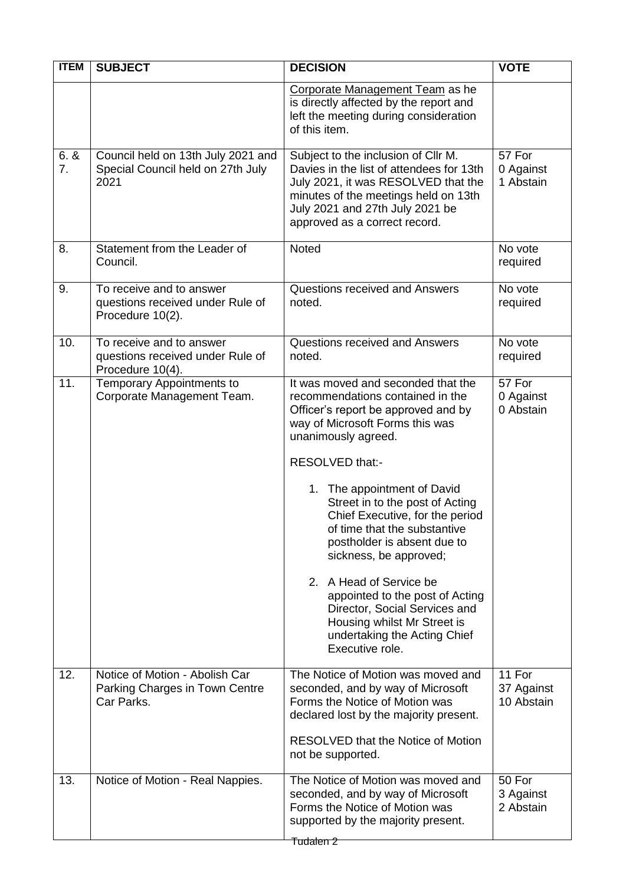| ITEM | SUBJECT | DECISION | VOTE |
|---|---|---|---|
| | | Corporate Management Team as he is directly affected by the report and left the meeting during consideration of this item. | |
| 6. & 7. | Council held on 13th July 2021 and Special Council held on 27th July 2021 | Subject to the inclusion of Cllr M. Davies in the list of attendees for 13th July 2021, it was RESOLVED that the minutes of the meetings held on 13th July 2021 and 27th July 2021 be approved as a correct record. | 57 For<br>0 Against<br>1 Abstain |
| 8. | Statement from the Leader of Council. | Noted | No vote required |
| 9. | To receive and to answer questions received under Rule of Procedure 10(2). | Questions received and Answers noted. | No vote required |
| 10. | To receive and to answer questions received under Rule of Procedure 10(4). | Questions received and Answers noted. | No vote required |
| 11. | Temporary Appointments to Corporate Management Team. | It was moved and seconded that the recommendations contained in the Officer's report be approved and by way of Microsoft Forms this was unanimously agreed.<br><br>RESOLVED that:-<br><br>1. The appointment of David Street in to the post of Acting Chief Executive, for the period of time that the substantive postholder is absent due to sickness, be approved;<br><br>2. A Head of Service be appointed to the post of Acting Director, Social Services and Housing whilst Mr Street is undertaking the Acting Chief Executive role. | 57 For<br>0 Against<br>0 Abstain |
| 12. | Notice of Motion - Abolish Car Parking Charges in Town Centre Car Parks. | The Notice of Motion was moved and seconded, and by way of Microsoft Forms the Notice of Motion was declared lost by the majority present.<br><br>RESOLVED that the Notice of Motion not be supported. | 11 For<br>37 Against<br>10 Abstain |
| 13. | Notice of Motion - Real Nappies. | The Notice of Motion was moved and seconded, and by way of Microsoft Forms the Notice of Motion was supported by the majority present. | 50 For<br>3 Against<br>2 Abstain |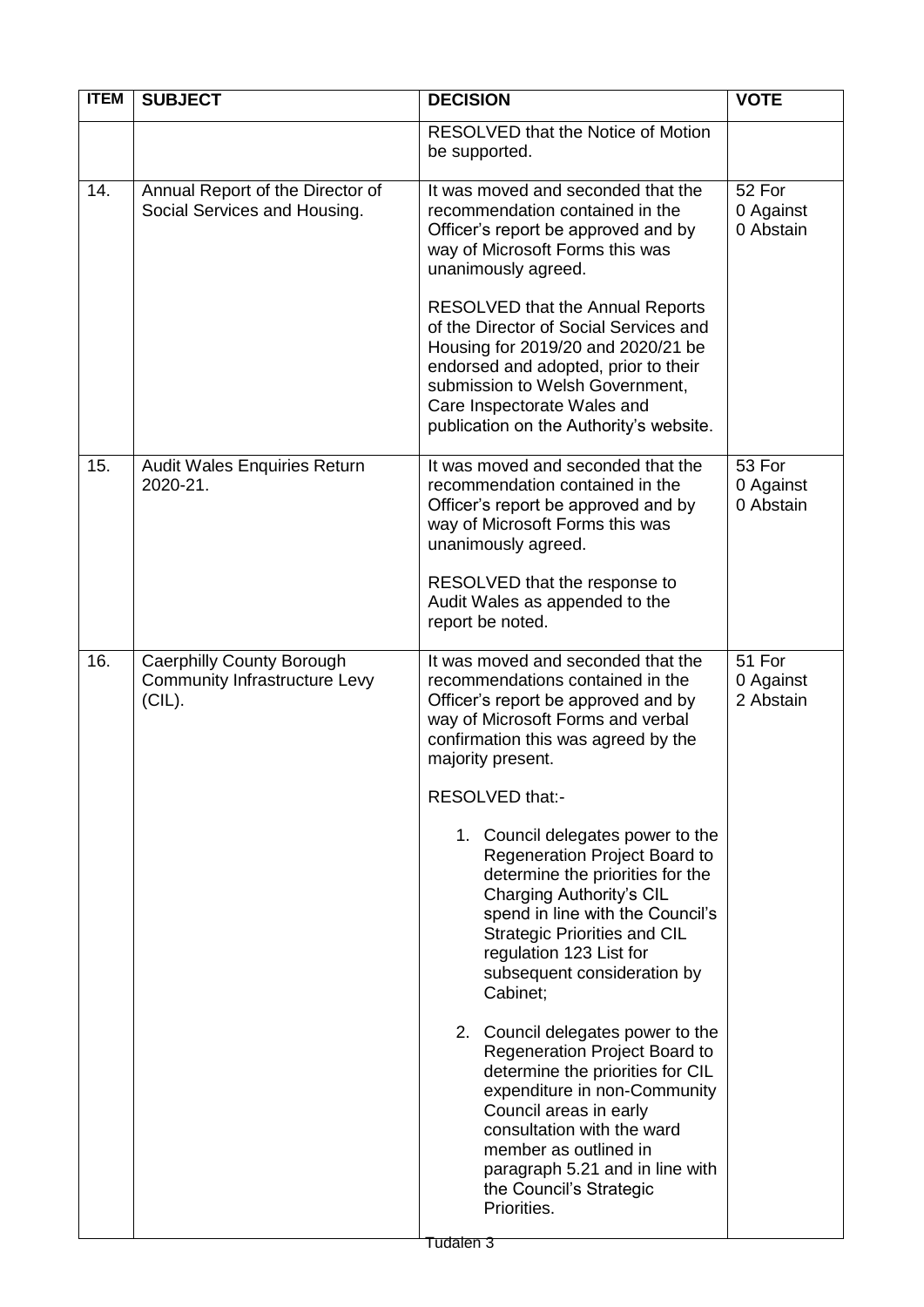| ITEM | SUBJECT | DECISION | VOTE |
|---|---|---|---|
| | | RESOLVED that the Notice of Motion be supported. | |
| 14. | Annual Report of the Director of Social Services and Housing. | It was moved and seconded that the recommendation contained in the Officer's report be approved and by way of Microsoft Forms this was unanimously agreed.<br><br>RESOLVED that the Annual Reports of the Director of Social Services and Housing for 2019/20 and 2020/21 be endorsed and adopted, prior to their submission to Welsh Government, Care Inspectorate Wales and publication on the Authority's website. | 52 For<br>0 Against<br>0 Abstain |
| 15. | Audit Wales Enquiries Return 2020-21. | It was moved and seconded that the recommendation contained in the Officer's report be approved and by way of Microsoft Forms this was unanimously agreed.<br><br>RESOLVED that the response to Audit Wales as appended to the report be noted. | 53 For<br>0 Against<br>0 Abstain |
| 16. | Caerphilly County Borough Community Infrastructure Levy (CIL). | It was moved and seconded that the recommendations contained in the Officer's report be approved and by way of Microsoft Forms and verbal confirmation this was agreed by the majority present.<br><br>RESOLVED that:-<br><br>1. Council delegates power to the Regeneration Project Board to determine the priorities for the Charging Authority's CIL spend in line with the Council's Strategic Priorities and CIL regulation 123 List for subsequent consideration by Cabinet;<br><br>2. Council delegates power to the Regeneration Project Board to determine the priorities for CIL expenditure in non-Community Council areas in early consultation with the ward member as outlined in paragraph 5.21 and in line with the Council's Strategic Priorities. | 51 For<br>0 Against<br>2 Abstain |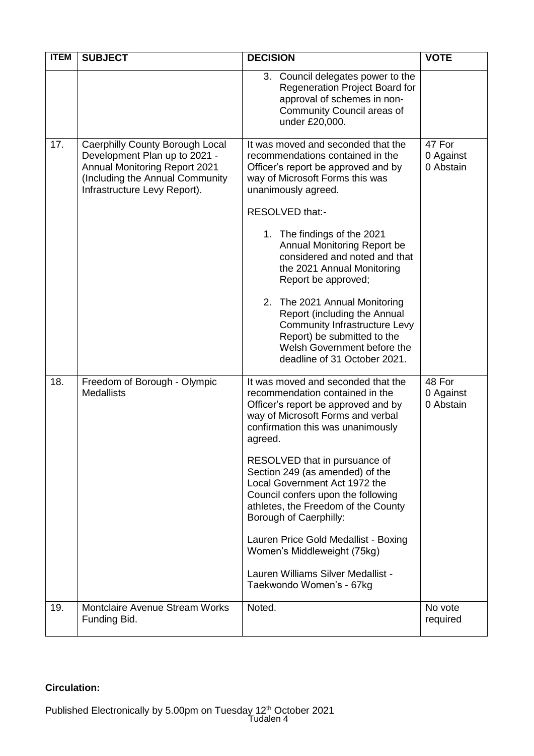| ITEM | SUBJECT | DECISION | VOTE |
|---|---|---|---|
| | | 3. Council delegates power to the Regeneration Project Board for approval of schemes in non-Community Council areas of under £20,000. | |
| 17. | Caerphilly County Borough Local Development Plan up to 2021 - Annual Monitoring Report 2021 (Including the Annual Community Infrastructure Levy Report). | It was moved and seconded that the recommendations contained in the Officer's report be approved and by way of Microsoft Forms this was unanimously agreed.<br><br>RESOLVED that:-<br><br>1. The findings of the 2021 Annual Monitoring Report be considered and noted and that the 2021 Annual Monitoring Report be approved;<br><br>2. The 2021 Annual Monitoring Report (including the Annual Community Infrastructure Levy Report) be submitted to the Welsh Government before the deadline of 31 October 2021. | 47 For<br>0 Against<br>0 Abstain |
| 18. | Freedom of Borough - Olympic Medallists | It was moved and seconded that the recommendation contained in the Officer's report be approved and by way of Microsoft Forms and verbal confirmation this was unanimously agreed.<br><br>RESOLVED that in pursuance of Section 249 (as amended) of the Local Government Act 1972 the Council confers upon the following athletes, the Freedom of the County Borough of Caerphilly:<br><br>Lauren Price Gold Medallist - Boxing Women's Middleweight (75kg)<br><br>Lauren Williams Silver Medallist - Taekwondo Women's - 67kg | 48 For<br>0 Against<br>0 Abstain |
| 19. | Montclaire Avenue Stream Works Funding Bid. | Noted. | No vote required |

**Circulation:**

Published Electronically by 5.00pm on Tuesday 12th October 2021